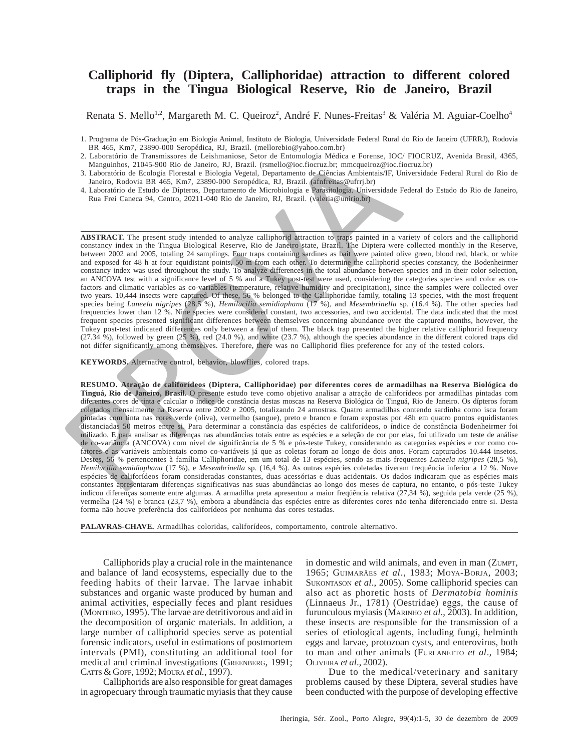# Calliphorid fly (Diptera, Calliphoridae) attraction to different colored traps in the Tingua Biological Reserve, Rio de Janeiro, Brazil

Renata S. Mello[1,2], Margareth M. C. Queiroz[2], André F. Nunes-Freitas[3] & Valéria M. Aguiar-Coelho[4]

1. Programa de Pós-Graduação em Biologia Animal, Instituto de Biologia, Universidade Federal Rural do Rio de Janeiro (UFRRJ), Rodovia BR 465, Km7, 23890-000 Seropédica, RJ, Brazil. (mellorebio@yahoo.com.br)
2. Laboratório de Transmissores de Leishmaniose, Setor de Entomologia Médica e Forense, IOC/ FIOCRUZ, Avenida Brasil, 4365, Manguinhos, 21045-900 Rio de Janeiro, RJ, Brazil. (rsmello@ioc.fiocruz.br; mmcqueiroz@ioc.fiocruz.br)
3. Laboratório de Ecologia Florestal e Biologia Vegetal, Departamento de Ciências Ambientais/IF, Universidade Federal Rural do Rio de Janeiro, Rodovia BR 465, Km7, 23890-000 Seropédica, RJ, Brazil. (afnfreitas@ufrrj.br)
4. Laboratório de Estudo de Dípteros, Departamento de Microbiologia e Parasitologia, Universidade Federal do Estado do Rio de Janeiro, Rua Frei Caneca 94, Centro, 20211-040 Rio de Janeiro, RJ, Brazil. (valeria@unirio.br)

**ABSTRACT.** The present study intended to analyze calliphorid attraction to traps painted in a variety of colors and the calliphorid constancy index in the Tingua Biological Reserve, Rio de Janeiro state, Brazil. The Diptera were collected monthly in the Reserve, between 2002 and 2005, totaling 24 samplings. Four traps containing sardines as bait were painted olive green, blood red, black, or white and exposed for 48 h at four equidistant points, 50 m from each other. To determine the calliphorid species constancy, the Bodenheirmer constancy index was used throughout the study. To analyze differences in the total abundance between species and in their color selection, an ANCOVA test with a significance level of 5 % and a Tukey post-test were used, considering the categories species and color as co-factors and climatic variables as co-variables (temperature, relative humidity and precipitation), since the samples were collected over two years. 10,444 insects were captured. Of these, 56 % belonged to the Calliphoridae family, totaling 13 species, with the most frequent species being *Laneela nigripes* (28.5 %), *Hemilucilia semidiaphana* (17 %), and *Mesembrinella* sp. (16.4 %). The other species had frequencies lower than 12 %. Nine species were considered constant, two accessories, and two accidental. The data indicated that the most frequent species presented significant differences between themselves concerning abundance over the captured months, however, the Tukey post-test indicated differences only between a few of them. The black trap presented the higher relative calliphorid frequency (27.34 %), followed by green (25 %), red (24.0 %), and white (23.7 %), although the species abundance in the different colored traps did not differ significantly among themselves. Therefore, there was no Calliphorid flies preference for any of the tested colors.

**KEYWORDS.** Alternative control, behavior, blowflies, colored traps.

**RESUMO. Atração de califorídeos (Diptera, Calliphoridae) por diferentes cores de armadilhas na Reserva Biológica do Tinguá, Rio de Janeiro, Brasil.** O presente estudo teve como objetivo analisar a atração de califorídeos por armadilhas pintadas com diferentes cores de tinta e calcular o índice de constância destas moscas na Reserva Biológica do Tinguá, Rio de Janeiro. Os dípteros foram coletados mensalmente na Reserva entre 2002 e 2005, totalizando 24 amostras. Quatro armadilhas contendo sardinha como isca foram pintadas com tinta nas cores verde (oliva), vermelho (sangue), preto e branco e foram expostas por 48h em quatro pontos equidistantes distanciadas 50 metros entre si. Para determinar a constância das espécies de califorídeos, o índice de constância Bodenheirmer foi utilizado. E para analisar as diferenças nas abundâncias totais entre as espécies e a seleção de cor por elas, foi utilizado um teste de análise de co-variância (ANCOVA) com nível de significância de 5 % e pós-teste Tukey, considerando as categorias espécies e cor como co-fatores e as variáveis ambientais como co-variáveis já que as coletas foram ao longo de dois anos. Foram capturados 10.444 insetos. Destes, 56 % pertencentes à família Calliphoridae, em um total de 13 espécies, sendo as mais frequentes *Laneela nigripes* (28,5 %), *Hemilucilia semidiaphana* (17 %), e *Mesembrinella* sp. (16,4 %). As outras espécies coletadas tiveram frequência inferior a 12 %. Nove espécies de califorídeos foram consideradas constantes, duas acessórias e duas acidentais. Os dados indicaram que as espécies mais constantes apresentaram diferenças significativas nas suas abundâncias ao longo dos meses de captura, no entanto, o pós-teste Tukey indicou diferenças somente entre algumas. A armadilha preta apresentou a maior freqüência relativa (27,34 %), seguida pela verde (25 %), vermelha (24 %) e branca (23,7 %), embora a abundância das espécies entre as diferentes cores não tenha diferenciado entre si. Desta forma não houve preferência dos califorídeos por nenhuma das cores testadas.

**PALAVRAS-CHAVE.** Armadilhas coloridas, califorídeos, comportamento, controle alternativo.

Calliphorids play a crucial role in the maintenance and balance of land ecosystems, especially due to the feeding habits of their larvae. The larvae inhabit substances and organic waste produced by human and animal activities, especially feces and plant residues (Monteiro, 1995). The larvae are detritivorous and aid in the decomposition of organic materials. In addition, a large number of calliphorid species serve as potential forensic indicators, useful in estimations of postmortem intervals (PMI), constituting an additional tool for medical and criminal investigations (Greenberg, 1991; Catts & Goff, 1992; Moura *et al.*, 1997).

Calliphorids are also responsible for great damages in agropecuary through traumatic myiasis that they cause in domestic and wild animals, and even in man (Zumpt, 1965; Guimarães *et al.*, 1983; Moya-Borja, 2003; Sukontason *et al.*, 2005). Some calliphorid species can also act as phoretic hosts of *Dermatobia hominis* (Linnaeus Jr., 1781) (Oestridae) eggs, the cause of furunculous myiasis (Marinho *et al.*, 2003). In addition, these insects are responsible for the transmission of a series of etiological agents, including fungi, helminth eggs and larvae, protozoan cysts, and enterovirus, both to man and other animals (Furlanetto *et al.*, 1984; Oliveira *et al.*, 2002).

Due to the medical/veterinary and sanitary problems caused by these Diptera, several studies have been conducted with the purpose of developing effective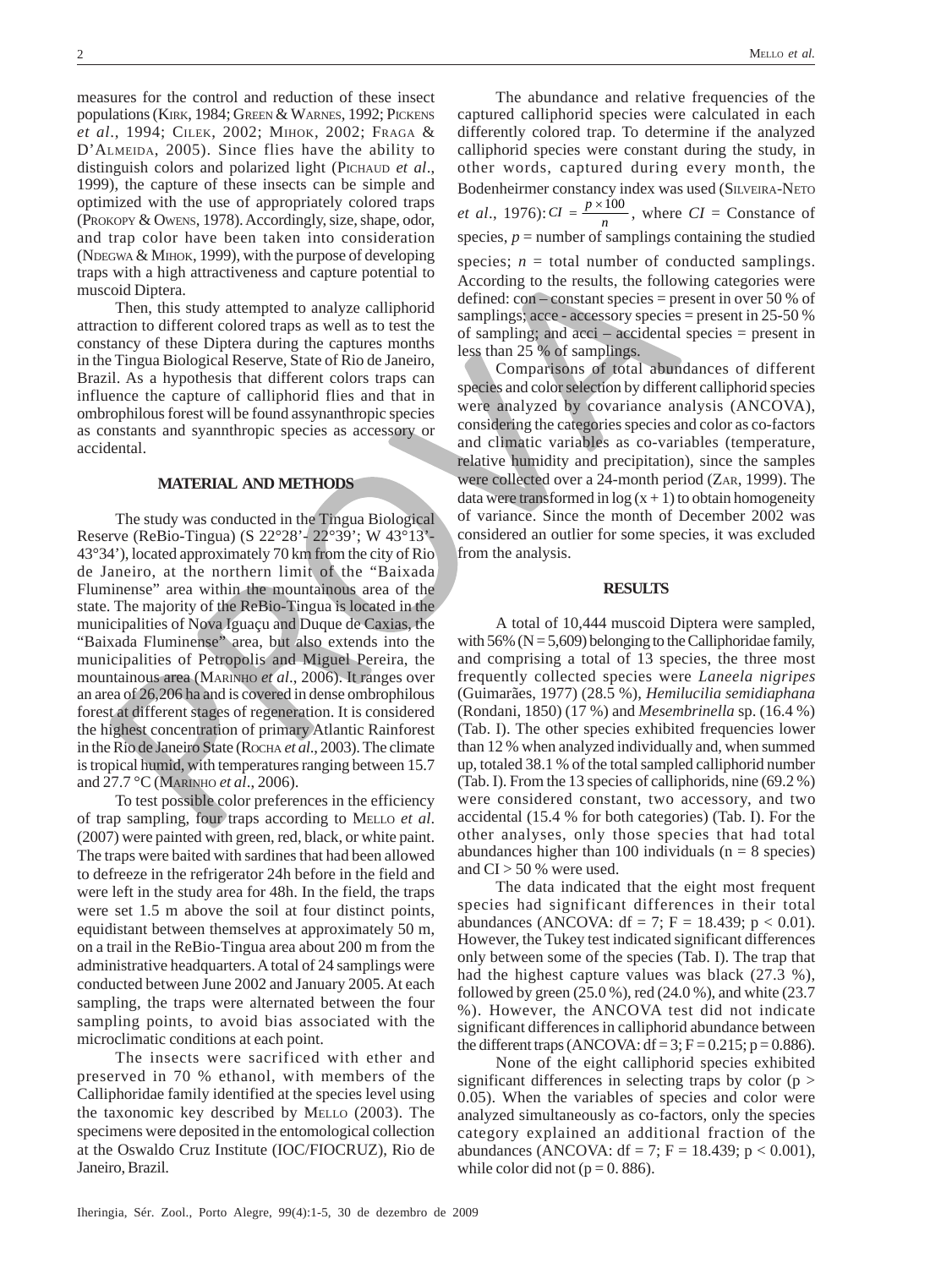measures for the control and reduction of these insect populations (Kirk, 1984; Green & Warnes, 1992; Pickens *et al.*, 1994; Cilek, 2002; Mihok, 2002; Fraga & D'Almeida, 2005). Since flies have the ability to distinguish colors and polarized light (Pichaud *et al.*, 1999), the capture of these insects can be simple and optimized with the use of appropriately colored traps (Prokopy & Owens, 1978). Accordingly, size, shape, odor, and trap color have been taken into consideration (Ndegwa & Mihok, 1999), with the purpose of developing traps with a high attractiveness and capture potential to muscoid Diptera.

Then, this study attempted to analyze calliphorid attraction to different colored traps as well as to test the constancy of these Diptera during the captures months in the Tingua Biological Reserve, State of Rio de Janeiro, Brazil. As a hypothesis that different colors traps can influence the capture of calliphorid flies and that in ombrophilous forest will be found assynanthropic species as constants and syannthropic species as accessory or accidental.

## MATERIAL AND METHODS

The study was conducted in the Tingua Biological Reserve (ReBio-Tingua) (S 22°28'- 22°39'; W 43°13'- 43°34'), located approximately 70 km from the city of Rio de Janeiro, at the northern limit of the "Baixada Fluminense" area within the mountainous area of the state. The majority of the ReBio-Tingua is located in the municipalities of Nova Iguaçu and Duque de Caxias, the "Baixada Fluminense" area, but also extends into the municipalities of Petropolis and Miguel Pereira, the mountainous area (Marinho *et al.*, 2006). It ranges over an area of 26,206 ha and is covered in dense ombrophilous forest at different stages of regeneration. It is considered the highest concentration of primary Atlantic Rainforest in the Rio de Janeiro State (Rocha *et al.*, 2003). The climate is tropical humid, with temperatures ranging between 15.7 and 27.7 °C (Marinho *et al.*, 2006).

To test possible color preferences in the efficiency of trap sampling, four traps according to Mello *et al.* (2007) were painted with green, red, black, or white paint. The traps were baited with sardines that had been allowed to defreeze in the refrigerator 24h before in the field and were left in the study area for 48h. In the field, the traps were set 1.5 m above the soil at four distinct points, equidistant between themselves at approximately 50 m, on a trail in the ReBio-Tingua area about 200 m from the administrative headquarters. A total of 24 samplings were conducted between June 2002 and January 2005. At each sampling, the traps were alternated between the four sampling points, to avoid bias associated with the microclimatic conditions at each point.

The insects were sacrificed with ether and preserved in 70 % ethanol, with members of the Calliphoridae family identified at the species level using the taxonomic key described by Mello (2003). The specimens were deposited in the entomological collection at the Oswaldo Cruz Institute (IOC/FIOCRUZ), Rio de Janeiro, Brazil.

The abundance and relative frequencies of the captured calliphorid species were calculated in each differently colored trap. To determine if the analyzed calliphorid species were constant during the study, in other words, captured during every month, the Bodenheirmer constancy index was used (Silveira-Neto *et al.*, 1976): $CI = \frac{p \times 100}{n}$, where $CI$ = Constance of species, $p$ = number of samplings containing the studied species; $n$ = total number of conducted samplings. According to the results, the following categories were defined: con – constant species = present in over 50 % of samplings; acce - accessory species = present in 25-50 % of sampling; and acci – accidental species = present in less than 25 % of samplings.

Comparisons of total abundances of different species and color selection by different calliphorid species were analyzed by covariance analysis (ANCOVA), considering the categories species and color as co-factors and climatic variables as co-variables (temperature, relative humidity and precipitation), since the samples were collected over a 24-month period (Zar, 1999). The data were transformed in log (x + 1) to obtain homogeneity of variance. Since the month of December 2002 was considered an outlier for some species, it was excluded from the analysis.

## RESULTS

A total of 10,444 muscoid Diptera were sampled, with 56% (N = 5,609) belonging to the Calliphoridae family, and comprising a total of 13 species, the three most frequently collected species were *Laneela nigripes* (Guimarães, 1977) (28.5 %), *Hemilucilia semidiaphana* (Rondani, 1850) (17 %) and *Mesembrinella* sp. (16.4 %) (Tab. I). The other species exhibited frequencies lower than 12 % when analyzed individually and, when summed up, totaled 38.1 % of the total sampled calliphorid number (Tab. I). From the 13 species of calliphorids, nine (69.2 %) were considered constant, two accessory, and two accidental (15.4 % for both categories) (Tab. I). For the other analyses, only those species that had total abundances higher than 100 individuals (n = 8 species) and CI > 50 % were used.

The data indicated that the eight most frequent species had significant differences in their total abundances (ANCOVA: df = 7; F = 18.439; $p < 0.01$). However, the Tukey test indicated significant differences only between some of the species (Tab. I). The trap that had the highest capture values was black (27.3 %), followed by green (25.0 %), red (24.0 %), and white (23.7 %). However, the ANCOVA test did not indicate significant differences in calliphorid abundance between the different traps (ANCOVA: df = 3; F = 0.215; p = 0.886).

None of the eight calliphorid species exhibited significant differences in selecting traps by color ($p > 0.05$). When the variables of species and color were analyzed simultaneously as co-factors, only the species category explained an additional fraction of the abundances (ANCOVA: df = 7; F = 18.439; $p < 0.001$), while color did not (p = 0. 886).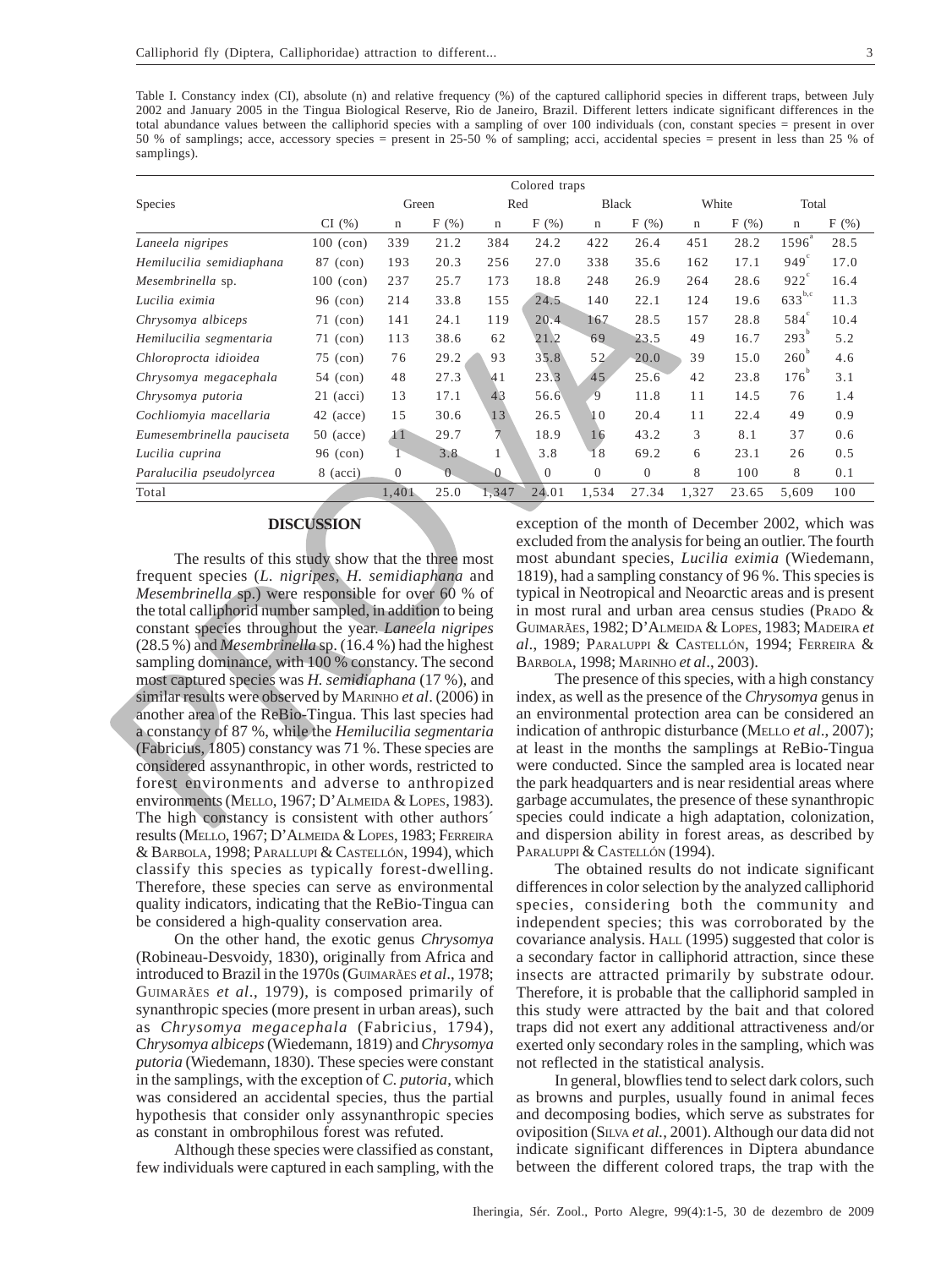Table I. Constancy index (CI), absolute (n) and relative frequency (%) of the captured calliphorid species in different traps, between July 2002 and January 2005 in the Tingua Biological Reserve, Rio de Janeiro, Brazil. Different letters indicate significant differences in the total abundance values between the calliphorid species with a sampling of over 100 individuals (con, constant species = present in over 50 % of samplings; acce, accessory species = present in 25-50 % of sampling; acci, accidental species = present in less than 25 % of samplings).

| Species | | Colored traps | | | | | | | | | |
|---|---|---|---|---|---|---|---|---|---|---|---|
| | | Green | | Red | | Black | | White | | Total | |
| | CI (%) | n | F (%) | n | F (%) | n | F (%) | n | F (%) | n | F (%) |
| *Laneela nigripes* | 100 (con) | 339 | 21.2 | 384 | 24.2 | 422 | 26.4 | 451 | 28.2 | 1596[a] | 28.5 |
| *Hemilucilia semidiaphana* | 87 (con) | 193 | 20.3 | 256 | 27.0 | 338 | 35.6 | 162 | 17.1 | 949[c] | 17.0 |
| *Mesembrinella* sp. | 100 (con) | 237 | 25.7 | 173 | 18.8 | 248 | 26.9 | 264 | 28.6 | 922[c] | 16.4 |
| *Lucilia eximia* | 96 (con) | 214 | 33.8 | 155 | 24.5 | 140 | 22.1 | 124 | 19.6 | 633[b,c] | 11.3 |
| *Chrysomya albiceps* | 71 (con) | 141 | 24.1 | 119 | 20.4 | 167 | 28.5 | 157 | 28.8 | 584[c] | 10.4 |
| *Hemilucilia segmentaria* | 71 (con) | 113 | 38.6 | 62 | 21.2 | 69 | 23.5 | 49 | 16.7 | 293[b] | 5.2 |
| *Chloroprocta idioidea* | 75 (con) | 76 | 29.2 | 93 | 35.8 | 52 | 20.0 | 39 | 15.0 | 260[b] | 4.6 |
| *Chrysomya megacephala* | 54 (con) | 48 | 27.3 | 41 | 23.3 | 45 | 25.6 | 42 | 23.8 | 176[b] | 3.1 |
| *Chrysomya putoria* | 21 (acci) | 13 | 17.1 | 43 | 56.6 | 9 | 11.8 | 11 | 14.5 | 76 | 1.4 |
| *Cochliomyia macellaria* | 42 (acce) | 15 | 30.6 | 13 | 26.5 | 10 | 20.4 | 11 | 22.4 | 49 | 0.9 |
| *Eumesembrinella pauciseta* | 50 (acce) | 11 | 29.7 | 7 | 18.9 | 16 | 43.2 | 3 | 8.1 | 37 | 0.6 |
| *Lucilia cuprina* | 96 (con) | 1 | 3.8 | 1 | 3.8 | 18 | 69.2 | 6 | 23.1 | 26 | 0.5 |
| *Paralucilia pseudolyrcea* | 8 (acci) | 0 | 0 | 0 | 0 | 0 | 0 | 8 | 100 | 8 | 0.1 |
| Total | | 1,401 | 25.0 | 1,347 | 24.01 | 1,534 | 27.34 | 1,327 | 23.65 | 5,609 | 100 |

## DISCUSSION

The results of this study show that the three most frequent species (*L. nigripes*, *H. semidiaphana* and *Mesembrinella* sp.) were responsible for over 60 % of the total calliphorid number sampled, in addition to being constant species throughout the year. *Laneela nigripes* (28.5 %) and *Mesembrinella* sp. (16.4 %) had the highest sampling dominance, with 100 % constancy. The second most captured species was *H. semidiaphana* (17 %), and similar results were observed by Marinho *et al*. (2006) in another area of the ReBio-Tingua. This last species had a constancy of 87 %, while the *Hemilucilia segmentaria* (Fabricius, 1805) constancy was 71 %. These species are considered assynanthropic, in other words, restricted to forest environments and adverse to anthropized environments (Mello, 1967; D'Almeida & Lopes, 1983). The high constancy is consistent with other authors´ results (Mello, 1967; D'Almeida & Lopes, 1983; Ferreira & Barbola, 1998; Parallupi & Castellón, 1994), which classify this species as typically forest-dwelling. Therefore, these species can serve as environmental quality indicators, indicating that the ReBio-Tingua can be considered a high-quality conservation area.

On the other hand, the exotic genus *Chrysomya* (Robineau-Desvoidy, 1830), originally from Africa and introduced to Brazil in the 1970s (Guimarães *et al*., 1978; Guimarães *et al*., 1979), is composed primarily of synanthropic species (more present in urban areas), such as *Chrysomya megacephala* (Fabricius, 1794), C*hrysomya albiceps* (Wiedemann, 1819) and *Chrysomya putoria* (Wiedemann, 1830). These species were constant in the samplings, with the exception of *C. putoria*, which was considered an accidental species, thus the partial hypothesis that consider only assynanthropic species as constant in ombrophilous forest was refuted.

Although these species were classified as constant, few individuals were captured in each sampling, with the exception of the month of December 2002, which was excluded from the analysis for being an outlier. The fourth most abundant species, *Lucilia eximia* (Wiedemann, 1819), had a sampling constancy of 96 %. This species is typical in Neotropical and Neoarctic areas and is present in most rural and urban area census studies (Prado & Guimarães, 1982; D'Almeida & Lopes, 1983; Madeira *et al*., 1989; Paraluppi & Castellón, 1994; Ferreira & Barbola, 1998; Marinho *et al*., 2003).

The presence of this species, with a high constancy index, as well as the presence of the *Chrysomya* genus in an environmental protection area can be considered an indication of anthropic disturbance (Mello *et al*., 2007); at least in the months the samplings at ReBio-Tingua were conducted. Since the sampled area is located near the park headquarters and is near residential areas where garbage accumulates, the presence of these synanthropic species could indicate a high adaptation, colonization, and dispersion ability in forest areas, as described by Paraluppi & Castellón (1994).

The obtained results do not indicate significant differences in color selection by the analyzed calliphorid species, considering both the community and independent species; this was corroborated by the covariance analysis. Hall (1995) suggested that color is a secondary factor in calliphorid attraction, since these insects are attracted primarily by substrate odour. Therefore, it is probable that the calliphorid sampled in this study were attracted by the bait and that colored traps did not exert any additional attractiveness and/or exerted only secondary roles in the sampling, which was not reflected in the statistical analysis.

In general, blowflies tend to select dark colors, such as browns and purples, usually found in animal feces and decomposing bodies, which serve as substrates for oviposition (Silva *et al.*, 2001). Although our data did not indicate significant differences in Diptera abundance between the different colored traps, the trap with the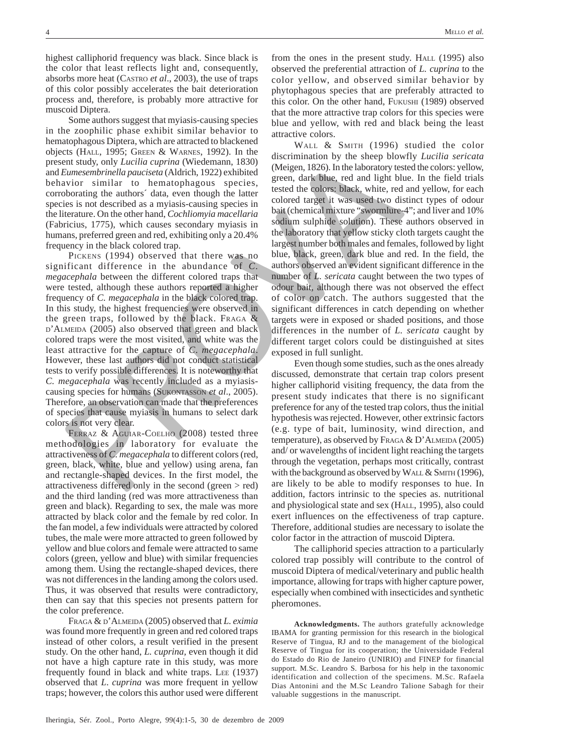highest calliphorid frequency was black. Since black is the color that least reflects light and, consequently, absorbs more heat (Castro *et al*., 2003), the use of traps of this color possibly accelerates the bait deterioration process and, therefore, is probably more attractive for muscoid Diptera.

Some authors suggest that myiasis-causing species in the zoophilic phase exhibit similar behavior to hematophagous Diptera, which are attracted to blackened objects (Hall, 1995; Green & Warnes, 1992). In the present study, only *Lucilia cuprina* (Wiedemann, 1830) and *Eumesembrinella pauciseta* (Aldrich, 1922) exhibited behavior similar to hematophagous species, corroborating the authors´ data, even though the latter species is not described as a myiasis-causing species in the literature. On the other hand, *Cochliomyia macellaria* (Fabricius, 1775), which causes secondary myiasis in humans, preferred green and red, exhibiting only a 20.4% frequency in the black colored trap.

Pickens (1994) observed that there was no significant difference in the abundance of *C. megacephala* between the different colored traps that were tested, although these authors reported a higher frequency of *C. megacephala* in the black colored trap. In this study, the highest frequencies were observed in the green traps, followed by the black. Fraga & d'Almeida (2005) also observed that green and black colored traps were the most visited, and white was the least attractive for the capture of *C. megacephala*. However, these last authors did not conduct statistical tests to verify possible differences. It is noteworthy that *C. megacephala* was recently included as a myiasis-causing species for humans (Sukontasson *et al*., 2005). Therefore, an observation can made that the preferences of species that cause myiasis in humans to select dark colors is not very clear.

Ferraz & Aguiar-Coelho (2008) tested three methodologies in laboratory for evaluate the attractiveness of *C. megacephala* to different colors (red, green, black, white, blue and yellow) using arena, fan and rectangle-shaped devices. In the first model, the attractiveness differed only in the second (green > red) and the third landing (red was more attractiveness than green and black). Regarding to sex, the male was more attracted by black color and the female by red color. In the fan model, a few individuals were attracted by colored tubes, the male were more attracted to green followed by yellow and blue colors and female were attracted to same colors (green, yellow and blue) with similar frequencies among them. Using the rectangle-shaped devices, there was not differences in the landing among the colors used. Thus, it was observed that results were contradictory, then can say that this species not presents pattern for the color preference.

Fraga & d'Almeida (2005) observed that *L. eximia* was found more frequently in green and red colored traps instead of other colors, a result verified in the present study. On the other hand, *L. cuprina*, even though it did not have a high capture rate in this study, was more frequently found in black and white traps. Lee (1937) observed that *L. cuprina* was more frequent in yellow traps; however, the colors this author used were different from the ones in the present study. Hall (1995) also observed the preferential attraction of *L. cuprina* to the color yellow, and observed similar behavior by phytophagous species that are preferably attracted to this color. On the other hand, Fukushi (1989) observed that the more attractive trap colors for this species were blue and yellow, with red and black being the least attractive colors.

Wall & Smith (1996) studied the color discrimination by the sheep blowfly *Lucilia sericata* (Meigen, 1826). In the laboratory tested the colors: yellow, green, dark blue, red and light blue. In the field trials tested the colors: black, white, red and yellow, for each colored target it was used two distinct types of odour bait (chemical mixture "swormlure-4"; and liver and 10% sodium sulphide solution). These authors observed in the laboratory that yellow sticky cloth targets caught the largest number both males and females, followed by light blue, black, green, dark blue and red. In the field, the authors observed an evident significant difference in the number of *L. sericata* caught between the two types of odour bait, although there was not observed the effect of color on catch. The authors suggested that the significant differences in catch depending on whether targets were in exposed or shaded positions, and those differences in the number of *L. sericata* caught by different target colors could be distinguished at sites exposed in full sunlight.

Even though some studies, such as the ones already discussed, demonstrate that certain trap colors present higher calliphorid visiting frequency, the data from the present study indicates that there is no significant preference for any of the tested trap colors, thus the initial hypothesis was rejected. However, other extrinsic factors (e.g. type of bait, luminosity, wind direction, and temperature), as observed by Fraga & D'Almeida (2005) and/ or wavelengths of incident light reaching the targets through the vegetation, perhaps most critically, contrast with the background as observed by Wall & Smith (1996), are likely to be able to modify responses to hue. In addition, factors intrinsic to the species as. nutritional and physiological state and sex (Hall, 1995), also could exert influences on the effectiveness of trap capture. Therefore, additional studies are necessary to isolate the color factor in the attraction of muscoid Diptera.

The calliphorid species attraction to a particularly colored trap possibly will contribute to the control of muscoid Diptera of medical/veterinary and public health importance, allowing for traps with higher capture power, especially when combined with insecticides and synthetic pheromones.

**Acknowledgments.** The authors gratefully acknowledge IBAMA for granting permission for this research in the biological Reserve of Tingua, RJ and to the management of the biological Reserve of Tingua for its cooperation; the Universidade Federal do Estado do Rio de Janeiro (UNIRIO) and FINEP for financial support. M.Sc. Leandro S. Barbosa for his help in the taxonomic identification and collection of the specimens. M.Sc. Rafaela Dias Antonini and the M.Sc Leandro Talione Sabagh for their valuable suggestions in the manuscript.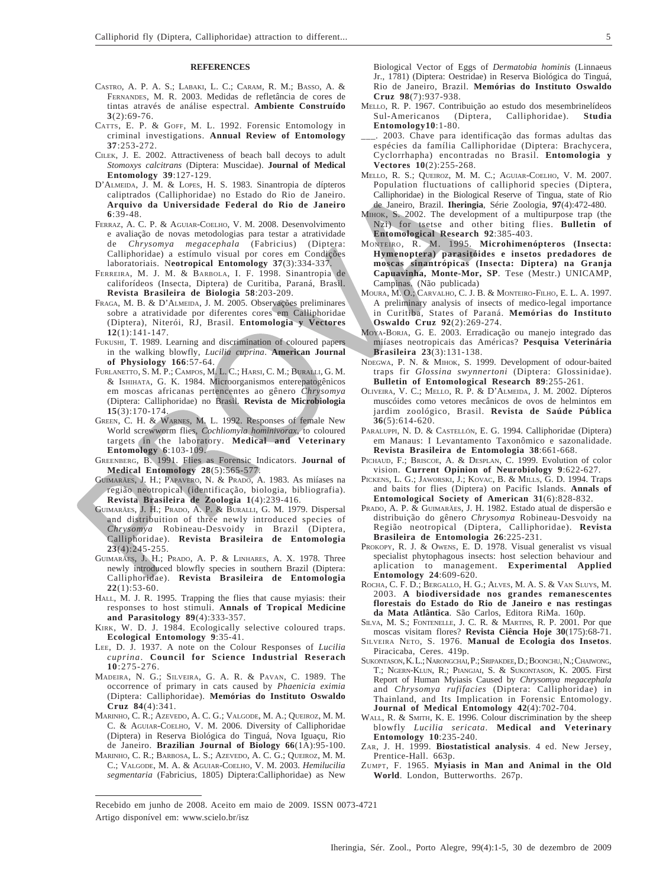## REFERENCES

Castro, A. P. A. S.; Labaki, L. C.; Caram, R. M.; Basso, A. & Fernandes, M. R. 2003. Medidas de refletância de cores de tintas através de análise espectral. **Ambiente Construído** **3**(2):69-76.

Catts, E. P. & Goff, M. L. 1992. Forensic Entomology in criminal investigations. **Annual Review of Entomology** **37**:253-272.

Cilek, J. E. 2002. Attractiveness of beach ball decoys to adult *Stomoxys calcitrans* (Diptera: Muscidae). **Journal of Medical Entomology** **39**:127-129.

D'Almeida, J. M. & Lopes, H. S. 1983. Sinantropia de dípteros caliptrados (Calliphoridae) no Estado do Rio de Janeiro. **Arquivo da Universidade Federal do Rio de Janeiro** **6**:39-48.

Ferraz, A. C. P. & Aguiar-Coelho, V. M. 2008. Desenvolvimento e avaliação de novas metodologias para testar a atratividade de *Chrysomya megacephala* (Fabricius) (Diptera: Calliphoridae) a estímulo visual por cores em Condições laboratoriais. **Neotropical Entomology** **37**(3):334-337.

Ferreira, M. J. M. & Barbola, I. F. 1998. Sinantropia de califorídeos (Insecta, Diptera) de Curitiba, Paraná, Brasil. **Revista Brasileira de Biologia** **58**:203-209.

Fraga, M. B. & D'Almeida, J. M. 2005. Observações preliminares sobre a atratividade por diferentes cores em Calliphoridae (Diptera), Niterói, RJ, Brasil. **Entomologia y Vectores** **12**(1):141-147.

Fukushi, T. 1989. Learning and discrimination of coloured papers in the walking blowfly, *Lucilia cuprina*. **American Journal of Physiology** **166**:57-64.

Furlanetto, S. M. P.; Campos, M. L. C.; Harsi, C. M.; Buralli, G. M. & Ishihata, G. K. 1984. Microorganismos enterepatogênicos em moscas africanas pertencentes ao gênero *Chrysomya* (Diptera: Calliphoridae) no Brasil. **Revista de Microbiologia** **15**(3):170-174.

Green, C. H. & Warnes, M. L. 1992. Responses of female New World screwworm flies, *Cochliomyia hominivorax*, to coloured targets in the laboratory. **Medical and Veterinary Entomology** **6**:103-109.

Greenberg, B. 1991. Flies as Forensic Indicators. **Journal of Medical Entomology** **28**(5):565-577.

Guimarães, J. H.; Papavero, N. & Prado, A. 1983. As miíases na região neotropical (identificação, biologia, bibliografia). **Revista Brasileira de Zoologia** **1**(4):239-416.

Guimarães, J. H.; Prado, A. P. & Buralli, G. M. 1979. Dispersal and distribuition of three newly introduced species of *Chrysomya* Robineau-Desvoidy in Brazil (Diptera, Calliphoridae). **Revista Brasileira de Entomologia** **23**(4):245-255.

Guimarães, J. H.; Prado, A. P. & Linhares, A. X. 1978. Three newly introduced blowfly species in southern Brazil (Diptera: Calliphoridae). **Revista Brasileira de Entomologia** **22**(1):53-60.

Hall, M. J. R. 1995. Trapping the flies that cause myiasis: their responses to host stimuli. **Annals of Tropical Medicine and Parasitology** **89**(4):333-357.

Kirk, W. D. J. 1984. Ecologically selective coloured traps. **Ecological Entomology** **9**:35-41.

Lee, D. J. 1937. A note on the Colour Responses of *Lucilia cuprina*. **Council for Science Industrial Reserach** **10**:275-276.

Madeira, N. G.; Silveira, G. A. R. & Pavan, C. 1989. The occurrence of primary in cats caused by *Phaenicia eximia* (Diptera: Calliphoridae). **Memórias do Instituto Oswaldo Cruz** **84**(4):341.

Marinho, C. R.; Azevedo, A. C. G.; Valgode, M. A.; Queiroz, M. M. C. & Aguiar-Coelho, V. M. 2006. Diversity of Calliphoridae (Diptera) in Reserva Biológica do Tinguá, Nova Iguaçu, Rio de Janeiro. **Brazilian Journal of Biology** **66**(1A):95-100.

Marinho, C. R.; Barbosa, L. S.; Azevedo, A. C. G.; Queiroz, M. M. C.; Valgode, M. A. & Aguiar-Coelho, V. M. 2003. *Hemilucilia segmentaria* (Fabricius, 1805) Diptera:Calliphoridae) as New Biological Vector of Eggs of *Dermatobia hominis* (Linnaeus Jr., 1781) (Diptera: Oestridae) in Reserva Biológica do Tinguá, Rio de Janeiro, Brazil. **Memórias do Instituto Oswaldo Cruz** **98**(7):937-938.

Mello, R. P. 1967. Contribuição ao estudo dos mesembrinelídeos Sul-Americanos (Diptera, Calliphoridae). **Studia Entomology10**:1-80.

___. 2003. Chave para identificação das formas adultas das espécies da família Calliphoridae (Diptera: Brachycera, Cyclorrhapha) encontradas no Brasil. **Entomologia y Vectores** **10**(2):255-268.

Mello, R. S.; Queiroz, M. M. C.; Aguiar-Coelho, V. M. 2007. Population fluctuations of calliphorid species (Diptera, Calliphoridae) in the Biological Reserve of Tingua, state of Rio de Janeiro, Brazil. **Iheringia**, Série Zoologia, **97**(4):472-480.

Mihok, S. 2002. The development of a multipurpose trap (the Nzi) for tsetse and other biting flies. **Bulletin of Entomological Research** **92**:385-403.

Monteiro, R. M. 1995. **Microhimenópteros (Insecta: Hymenoptera) parasitóides e insetos predadores de moscas sinantrópicas (Insecta: Diptera) na Granja Capuavinha, Monte-Mor, SP**. Tese (Mestr.) UNICAMP, Campinas. (Não publicada)

Moura, M. O.; Carvalho, C. J. B. & Monteiro-Filho, E. L. A. 1997. A preliminary analysis of insects of medico-legal importance in Curitiba, States of Paraná. **Memórias do Instituto Oswaldo Cruz** **92**(2):269-274.

Moya-Borja, G. E. 2003. Erradicação ou manejo integrado das miíases neotropicais das Américas? **Pesquisa Veterinária Brasileira** **23**(3):131-138.

Ndegwa, P. N. & Mihok, S. 1999. Development of odour-baited traps fir *Glossina swynnertoni* (Diptera: Glossinidae). **Bulletin of Entomological Research** **89**:255-261.

Oliveira, V. C.; Mello, R. P. & D'Almeida, J. M. 2002. Dípteros muscóides como vetores mecânicos de ovos de helmintos em jardim zoológico, Brasil. **Revista de Saúde Pública** **36**(5):614-620.

Paraluppi, N. D. & Castellón, E. G. 1994. Calliphoridae (Diptera) em Manaus: I Levantamento Taxonômico e sazonalidade. **Revista Brasileira de Entomologia** **38**:661-668.

Pichaud, F.; Briscoe, A. & Desplan, C. 1999. Evolution of color vision. **Current Opinion of Neurobiology** **9**:622-627.

Pickens, L. G.; Jaworski, J.; Kovac, B. & Mills, G. D. 1994. Traps and baits for flies (Diptera) on Pacific Islands. **Annals of Entomological Society of American** **31**(6):828-832.

Prado, A. P. & Guimarães, J. H. 1982. Estado atual de dispersão e distribuição do gênero *Chrysomya* Robineau-Desvoidy na Região neotropical (Diptera, Calliphoridae). **Revista Brasileira de Entomologia** **26**:225-231.

Prokopy, R. J. & Owens, E. D. 1978. Visual generalist vs visual specialist phytophagous insects: host selection behaviour and aplication to management. **Experimental Applied Entomology** **24**:609-620.

Rocha, C. F. D.; Bergallo, H. G.; Alves, M. A. S. & Van Sluys, M. 2003. **A biodiversidade nos grandes remanescentes florestais do Estado do Rio de Janeiro e nas restingas da Mata Atlântica**. São Carlos, Editora RiMa. 160p.

Silva, M. S.; Fontenelle, J. C. R. & Martins, R. P. 2001. Por que moscas visitam flores? **Revista Ciência Hoje** **30**(175):68-71.

Silveira Neto, S. 1976. **Manual de Ecologia dos Insetos**. Piracicaba, Ceres. 419p.

Sukontason, K. L.; Narongchai, P.; Sripakdee, D.; Boonchu, N.; Chaiwong, T.; Ngern-Klun, R.; Piangjai, S. & Sukontason, K. 2005. First Report of Human Myiasis Caused by *Chrysomya megacephala* and *Chrysomya rufifacies* (Diptera: Calliphoridae) in Thainland, and Its Implication in Forensic Entomology. **Journal of Medical Entomology** **42**(4):702-704.

Wall, R. & Smith, K. E. 1996. Colour discrimination by the sheep blowfly *Lucilia sericata*. **Medical and Veterinary Entomology** **10**:235-240.

Zar, J. H. 1999. **Biostatistical analysis**. 4 ed. New Jersey, Prentice-Hall. 663p.

Zumpt, F. 1965. **Myiasis in Man and Animal in the Old World**. London, Butterworths. 267p.

---

Recebido em junho de 2008. Aceito em maio de 2009. ISSN 0073-4721

Artigo disponível em: www.scielo.br/isz